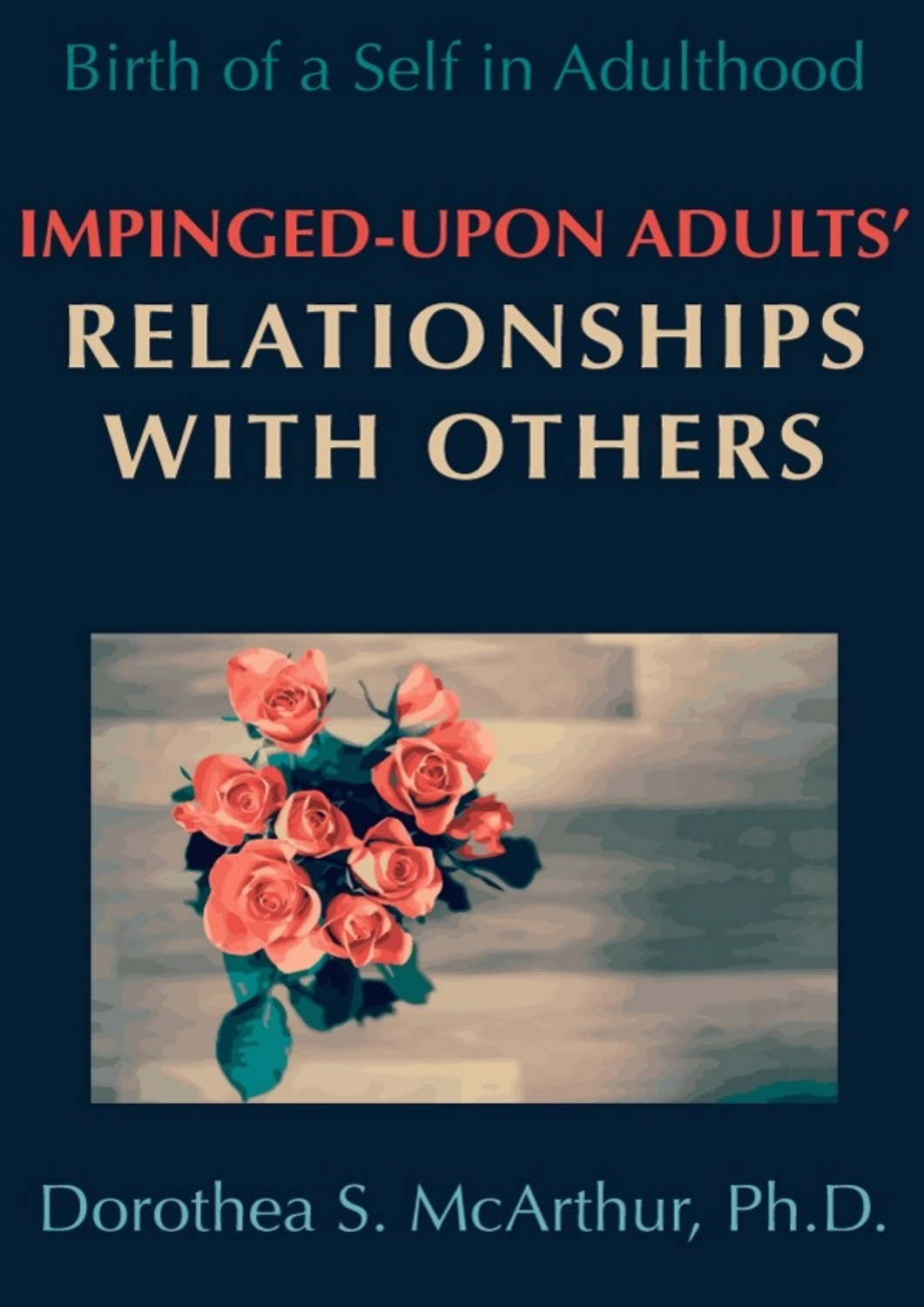Birth of a Self in Adulthood

# IMPINGED-UPON ADULTS' RELATIONSHIPS WITH OTHERS

Dorothea S. McArthur, Ph.D.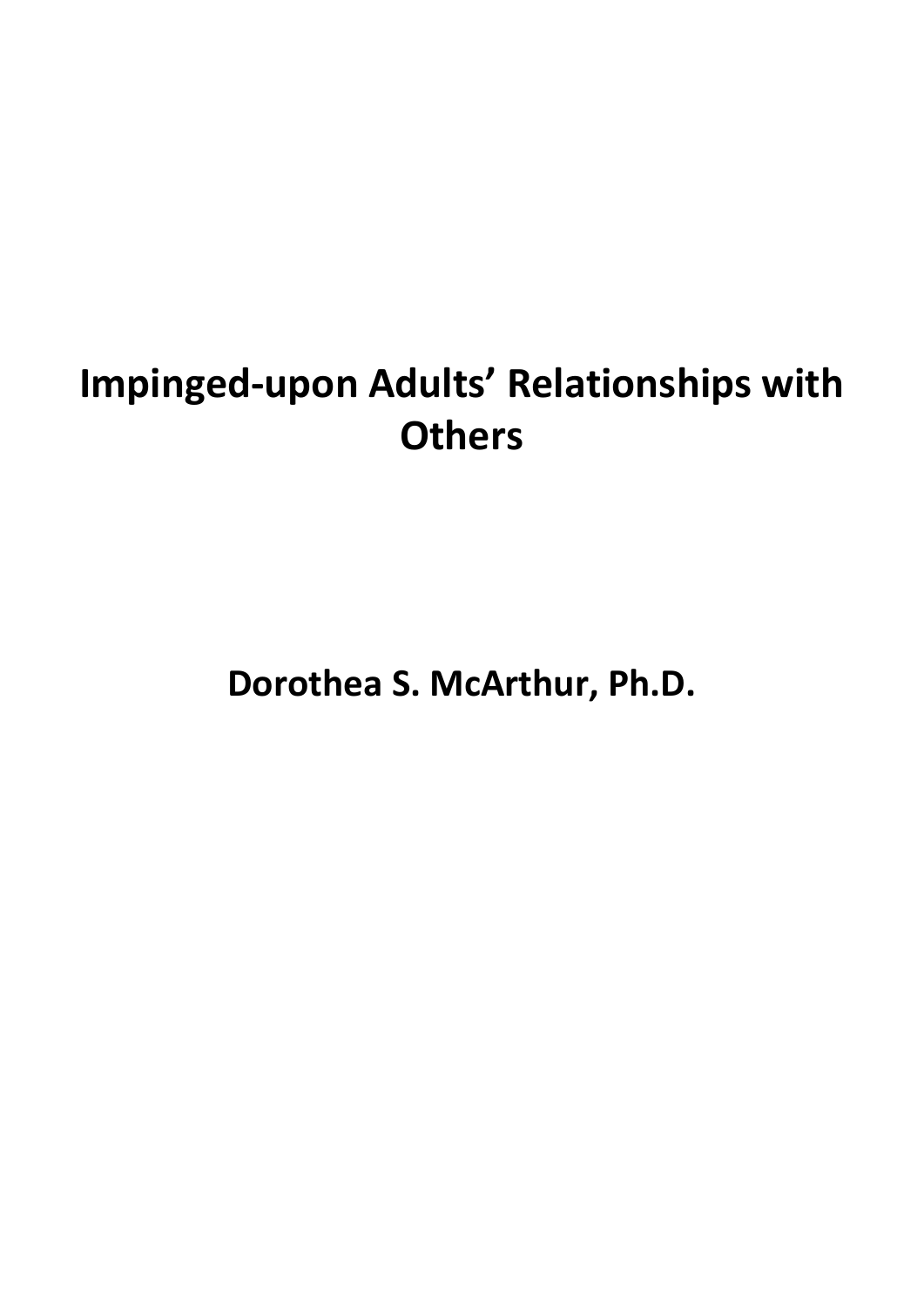# Impinged-upon Adults’ Relationships with Others

**Dorothea S. McArthur, Ph.D.**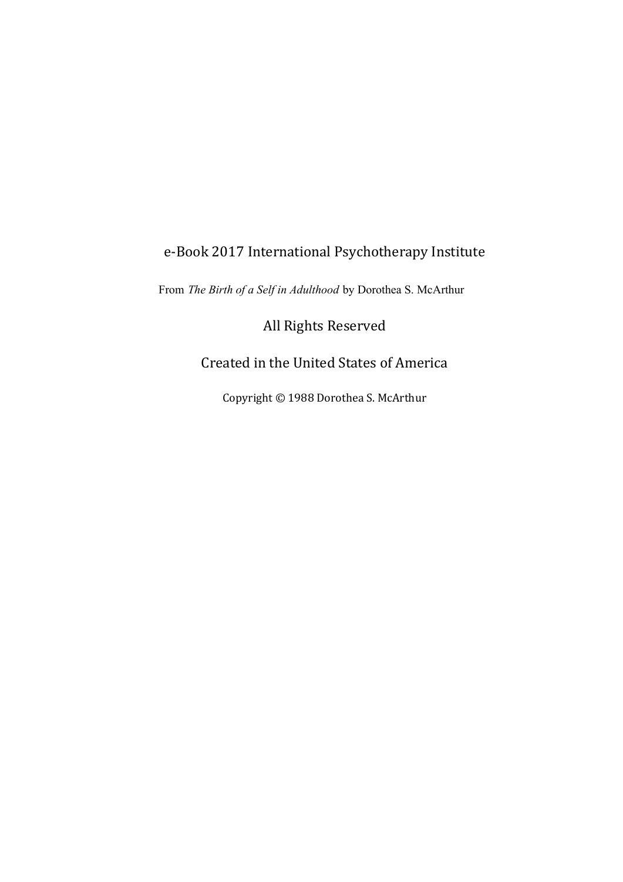e-Book 2017 International Psychotherapy Institute

From *The Birth of a Self in Adulthood* by Dorothea S. McArthur

All Rights Reserved

Created in the United States of America

Copyright © 1988 Dorothea S. McArthur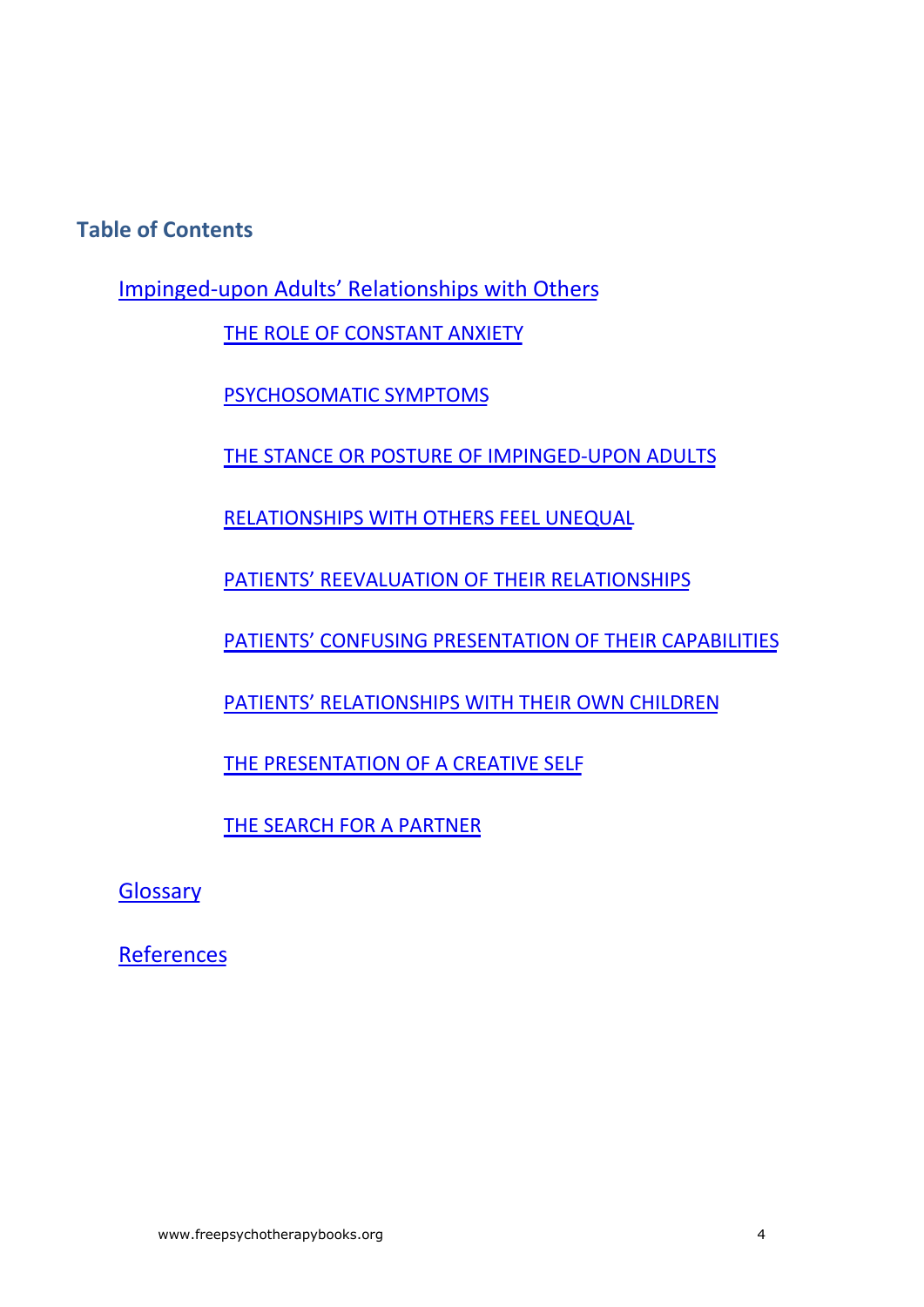## Table of Contents

- Impinged-upon Adults' Relationships with Others
    - THE ROLE OF CONSTANT ANXIETY
    - PSYCHOSOMATIC SYMPTOMS
    - THE STANCE OR POSTURE OF IMPINGED-UPON ADULTS
    - RELATIONSHIPS WITH OTHERS FEEL UNEQUAL
    - PATIENTS' REEVALUATION OF THEIR RELATIONSHIPS
    - PATIENTS' CONFUSING PRESENTATION OF THEIR CAPABILITIES
    - PATIENTS' RELATIONSHIPS WITH THEIR OWN CHILDREN
    - THE PRESENTATION OF A CREATIVE SELF
    - THE SEARCH FOR A PARTNER
- Glossary
- References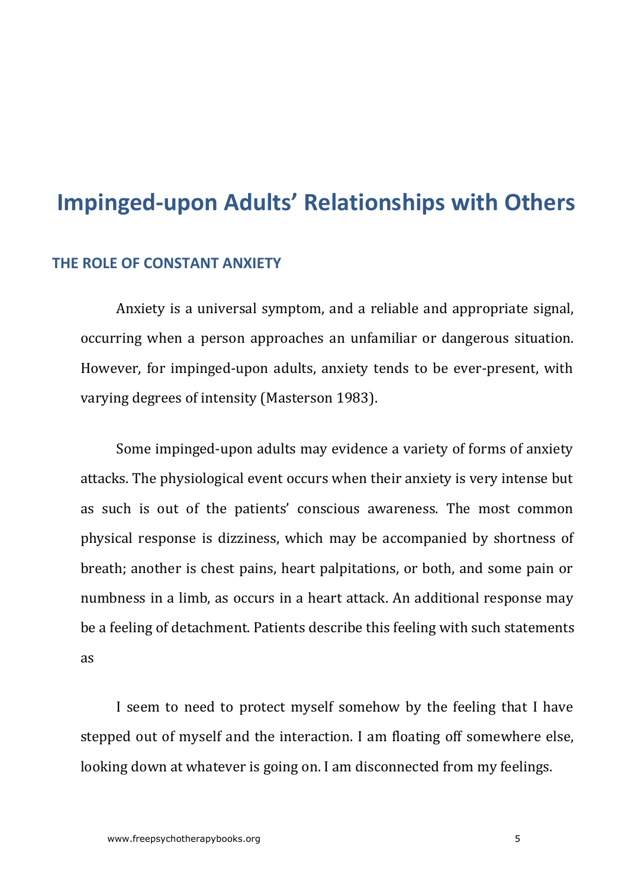# Impinged-upon Adults' Relationships with Others

## THE ROLE OF CONSTANT ANXIETY

Anxiety is a universal symptom, and a reliable and appropriate signal, occurring when a person approaches an unfamiliar or dangerous situation. However, for impinged-upon adults, anxiety tends to be ever-present, with varying degrees of intensity (Masterson 1983).

Some impinged-upon adults may evidence a variety of forms of anxiety attacks. The physiological event occurs when their anxiety is very intense but as such is out of the patients' conscious awareness. The most common physical response is dizziness, which may be accompanied by shortness of breath; another is chest pains, heart palpitations, or both, and some pain or numbness in a limb, as occurs in a heart attack. An additional response may be a feeling of detachment. Patients describe this feeling with such statements as

> I seem to need to protect myself somehow by the feeling that I have stepped out of myself and the interaction. I am floating off somewhere else, looking down at whatever is going on. I am disconnected from my feelings.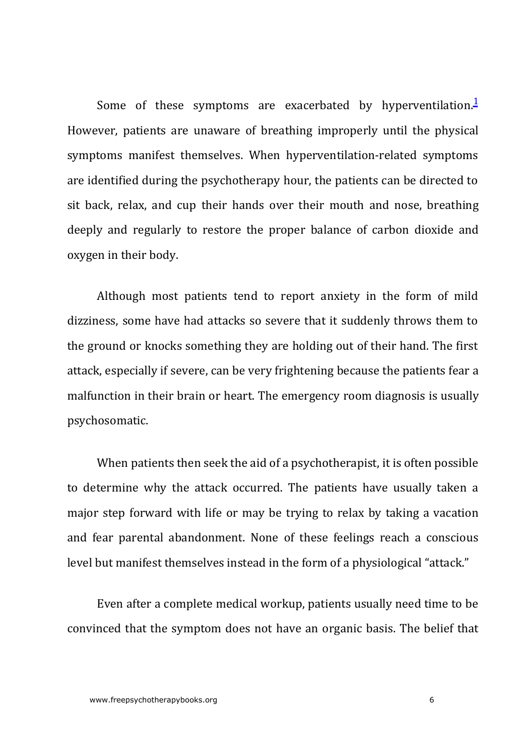Some of these symptoms are exacerbated by hyperventilation.[1] However, patients are unaware of breathing improperly until the physical symptoms manifest themselves. When hyperventilation-related symptoms are identified during the psychotherapy hour, the patients can be directed to sit back, relax, and cup their hands over their mouth and nose, breathing deeply and regularly to restore the proper balance of carbon dioxide and oxygen in their body.

Although most patients tend to report anxiety in the form of mild dizziness, some have had attacks so severe that it suddenly throws them to the ground or knocks something they are holding out of their hand. The first attack, especially if severe, can be very frightening because the patients fear a malfunction in their brain or heart. The emergency room diagnosis is usually psychosomatic.

When patients then seek the aid of a psychotherapist, it is often possible to determine why the attack occurred. The patients have usually taken a major step forward with life or may be trying to relax by taking a vacation and fear parental abandonment. None of these feelings reach a conscious level but manifest themselves instead in the form of a physiological "attack."

Even after a complete medical workup, patients usually need time to be convinced that the symptom does not have an organic basis. The belief that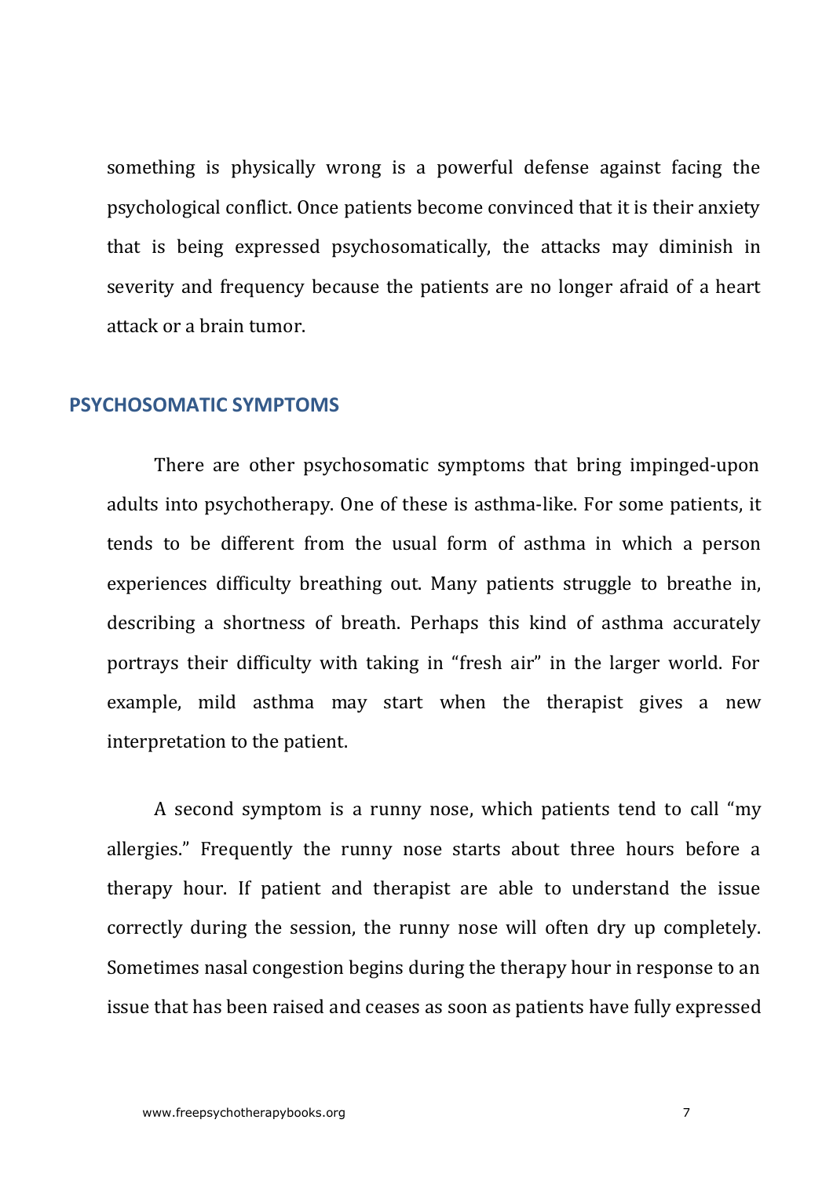something is physically wrong is a powerful defense against facing the psychological conflict. Once patients become convinced that it is their anxiety that is being expressed psychosomatically, the attacks may diminish in severity and frequency because the patients are no longer afraid of a heart attack or a brain tumor.

## PSYCHOSOMATIC SYMPTOMS

There are other psychosomatic symptoms that bring impinged-upon adults into psychotherapy. One of these is asthma-like. For some patients, it tends to be different from the usual form of asthma in which a person experiences difficulty breathing out. Many patients struggle to breathe in, describing a shortness of breath. Perhaps this kind of asthma accurately portrays their difficulty with taking in "fresh air" in the larger world. For example, mild asthma may start when the therapist gives a new interpretation to the patient.

A second symptom is a runny nose, which patients tend to call "my allergies." Frequently the runny nose starts about three hours before a therapy hour. If patient and therapist are able to understand the issue correctly during the session, the runny nose will often dry up completely. Sometimes nasal congestion begins during the therapy hour in response to an issue that has been raised and ceases as soon as patients have fully expressed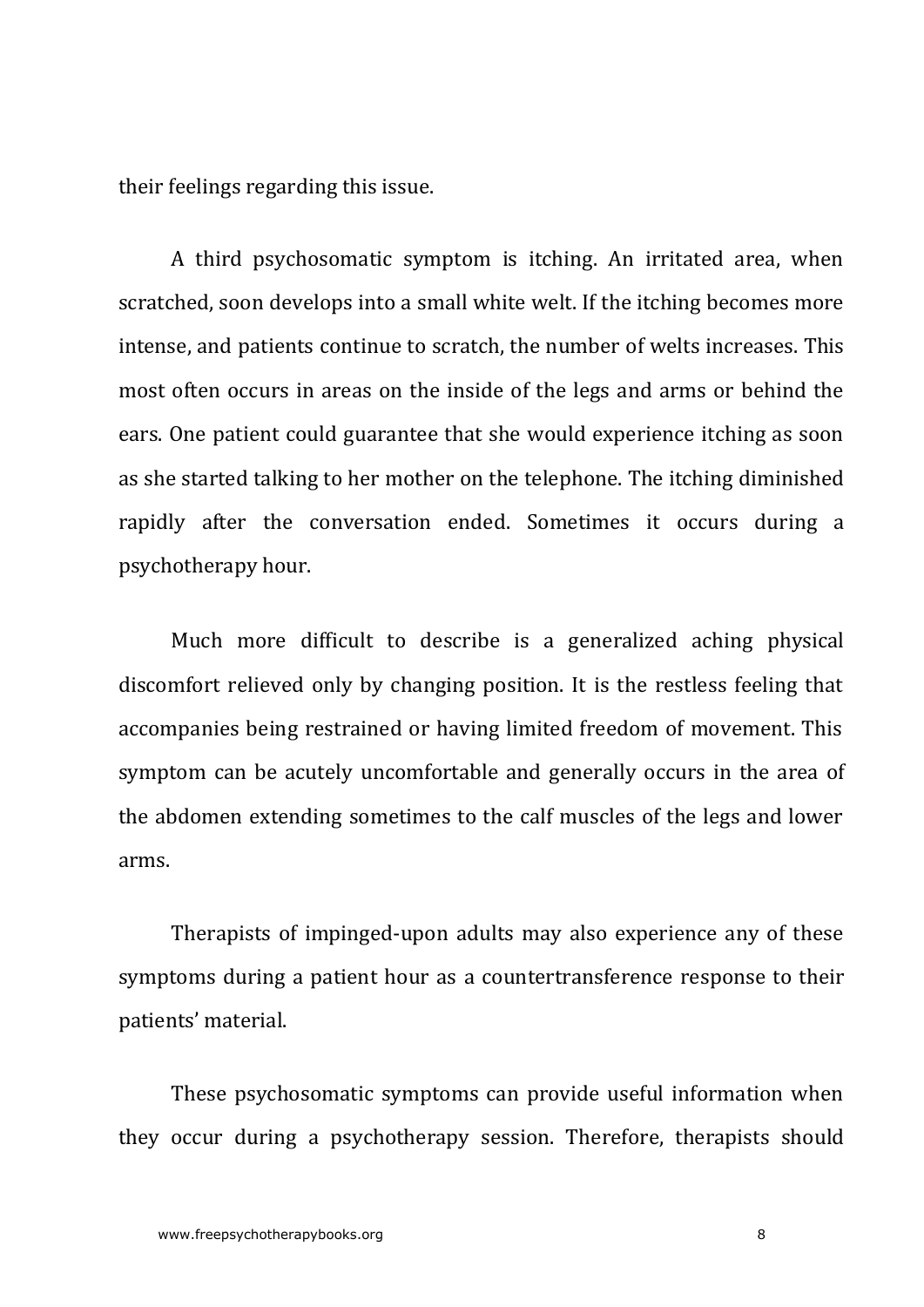their feelings regarding this issue.

A third psychosomatic symptom is itching. An irritated area, when scratched, soon develops into a small white welt. If the itching becomes more intense, and patients continue to scratch, the number of welts increases. This most often occurs in areas on the inside of the legs and arms or behind the ears. One patient could guarantee that she would experience itching as soon as she started talking to her mother on the telephone. The itching diminished rapidly after the conversation ended. Sometimes it occurs during a psychotherapy hour.

Much more difficult to describe is a generalized aching physical discomfort relieved only by changing position. It is the restless feeling that accompanies being restrained or having limited freedom of movement. This symptom can be acutely uncomfortable and generally occurs in the area of the abdomen extending sometimes to the calf muscles of the legs and lower arms.

Therapists of impinged-upon adults may also experience any of these symptoms during a patient hour as a countertransference response to their patients' material.

These psychosomatic symptoms can provide useful information when they occur during a psychotherapy session. Therefore, therapists should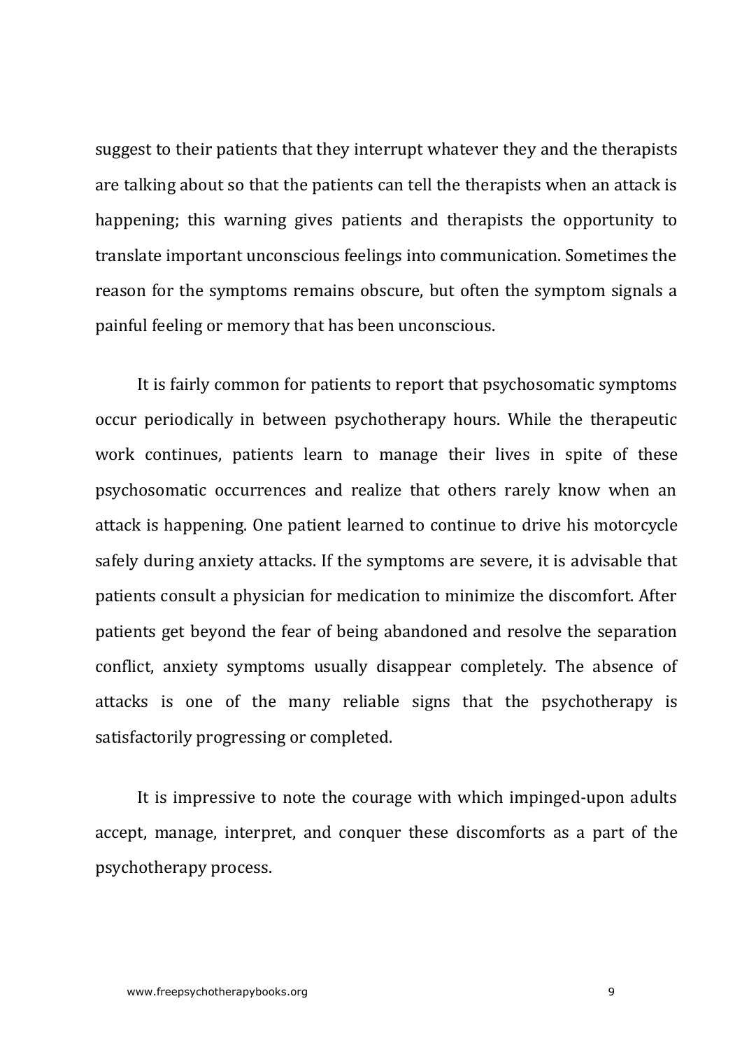suggest to their patients that they interrupt whatever they and the therapists are talking about so that the patients can tell the therapists when an attack is happening; this warning gives patients and therapists the opportunity to translate important unconscious feelings into communication. Sometimes the reason for the symptoms remains obscure, but often the symptom signals a painful feeling or memory that has been unconscious.

It is fairly common for patients to report that psychosomatic symptoms occur periodically in between psychotherapy hours. While the therapeutic work continues, patients learn to manage their lives in spite of these psychosomatic occurrences and realize that others rarely know when an attack is happening. One patient learned to continue to drive his motorcycle safely during anxiety attacks. If the symptoms are severe, it is advisable that patients consult a physician for medication to minimize the discomfort. After patients get beyond the fear of being abandoned and resolve the separation conflict, anxiety symptoms usually disappear completely. The absence of attacks is one of the many reliable signs that the psychotherapy is satisfactorily progressing or completed.

It is impressive to note the courage with which impinged-upon adults accept, manage, interpret, and conquer these discomforts as a part of the psychotherapy process.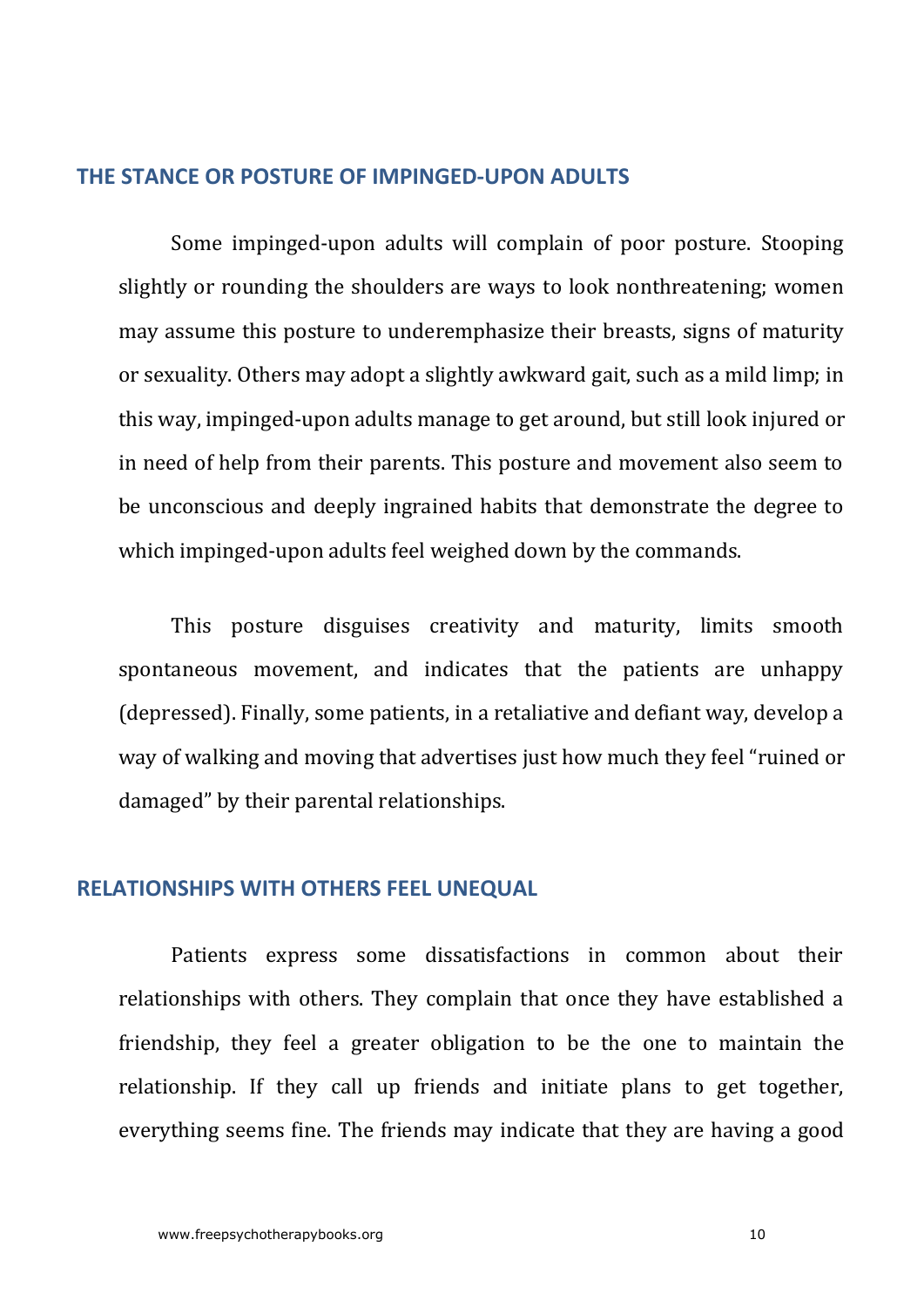## THE STANCE OR POSTURE OF IMPINGED-UPON ADULTS

Some impinged-upon adults will complain of poor posture. Stooping slightly or rounding the shoulders are ways to look nonthreatening; women may assume this posture to underemphasize their breasts, signs of maturity or sexuality. Others may adopt a slightly awkward gait, such as a mild limp; in this way, impinged-upon adults manage to get around, but still look injured or in need of help from their parents. This posture and movement also seem to be unconscious and deeply ingrained habits that demonstrate the degree to which impinged-upon adults feel weighed down by the commands.

This posture disguises creativity and maturity, limits smooth spontaneous movement, and indicates that the patients are unhappy (depressed). Finally, some patients, in a retaliative and defiant way, develop a way of walking and moving that advertises just how much they feel "ruined or damaged" by their parental relationships.

## RELATIONSHIPS WITH OTHERS FEEL UNEQUAL

Patients express some dissatisfactions in common about their relationships with others. They complain that once they have established a friendship, they feel a greater obligation to be the one to maintain the relationship. If they call up friends and initiate plans to get together, everything seems fine. The friends may indicate that they are having a good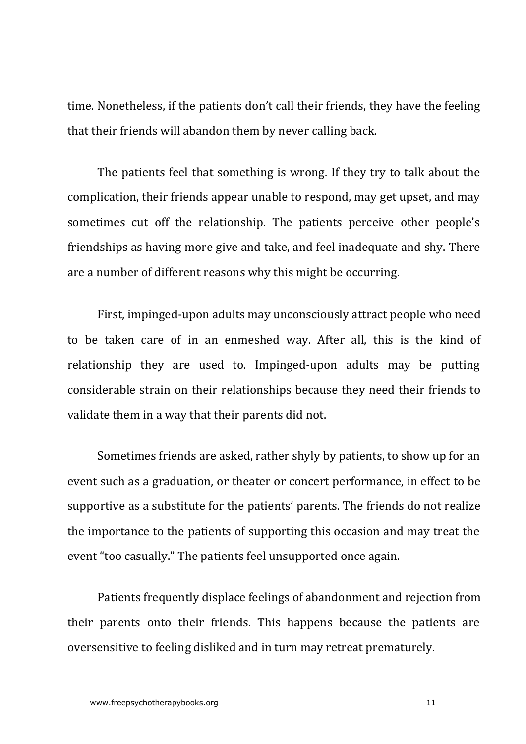time. Nonetheless, if the patients don't call their friends, they have the feeling that their friends will abandon them by never calling back.

The patients feel that something is wrong. If they try to talk about the complication, their friends appear unable to respond, may get upset, and may sometimes cut off the relationship. The patients perceive other people's friendships as having more give and take, and feel inadequate and shy. There are a number of different reasons why this might be occurring.

First, impinged-upon adults may unconsciously attract people who need to be taken care of in an enmeshed way. After all, this is the kind of relationship they are used to. Impinged-upon adults may be putting considerable strain on their relationships because they need their friends to validate them in a way that their parents did not.

Sometimes friends are asked, rather shyly by patients, to show up for an event such as a graduation, or theater or concert performance, in effect to be supportive as a substitute for the patients' parents. The friends do not realize the importance to the patients of supporting this occasion and may treat the event "too casually." The patients feel unsupported once again.

Patients frequently displace feelings of abandonment and rejection from their parents onto their friends. This happens because the patients are oversensitive to feeling disliked and in turn may retreat prematurely.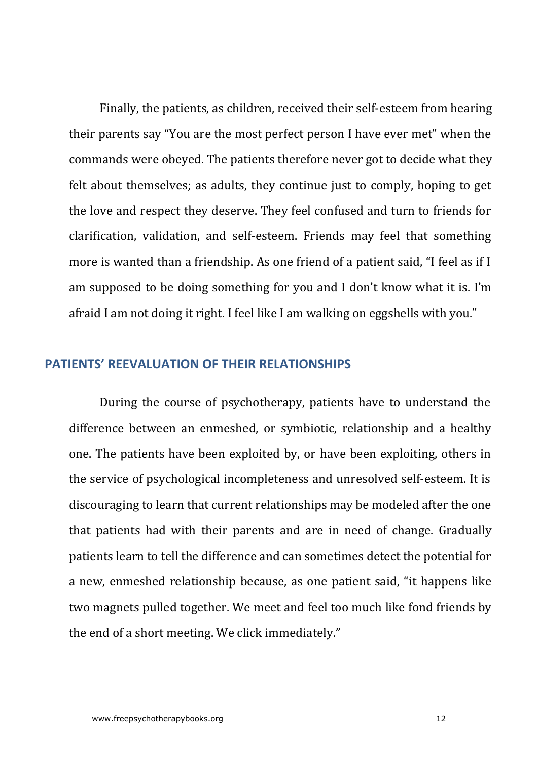Finally, the patients, as children, received their self-esteem from hearing their parents say “You are the most perfect person I have ever met” when the commands were obeyed. The patients therefore never got to decide what they felt about themselves; as adults, they continue just to comply, hoping to get the love and respect they deserve. They feel confused and turn to friends for clarification, validation, and self-esteem. Friends may feel that something more is wanted than a friendship. As one friend of a patient said, “I feel as if I am supposed to be doing something for you and I don’t know what it is. I’m afraid I am not doing it right. I feel like I am walking on eggshells with you.”

## PATIENTS’ REEVALUATION OF THEIR RELATIONSHIPS

During the course of psychotherapy, patients have to understand the difference between an enmeshed, or symbiotic, relationship and a healthy one. The patients have been exploited by, or have been exploiting, others in the service of psychological incompleteness and unresolved self-esteem. It is discouraging to learn that current relationships may be modeled after the one that patients had with their parents and are in need of change. Gradually patients learn to tell the difference and can sometimes detect the potential for a new, enmeshed relationship because, as one patient said, “it happens like two magnets pulled together. We meet and feel too much like fond friends by the end of a short meeting. We click immediately.”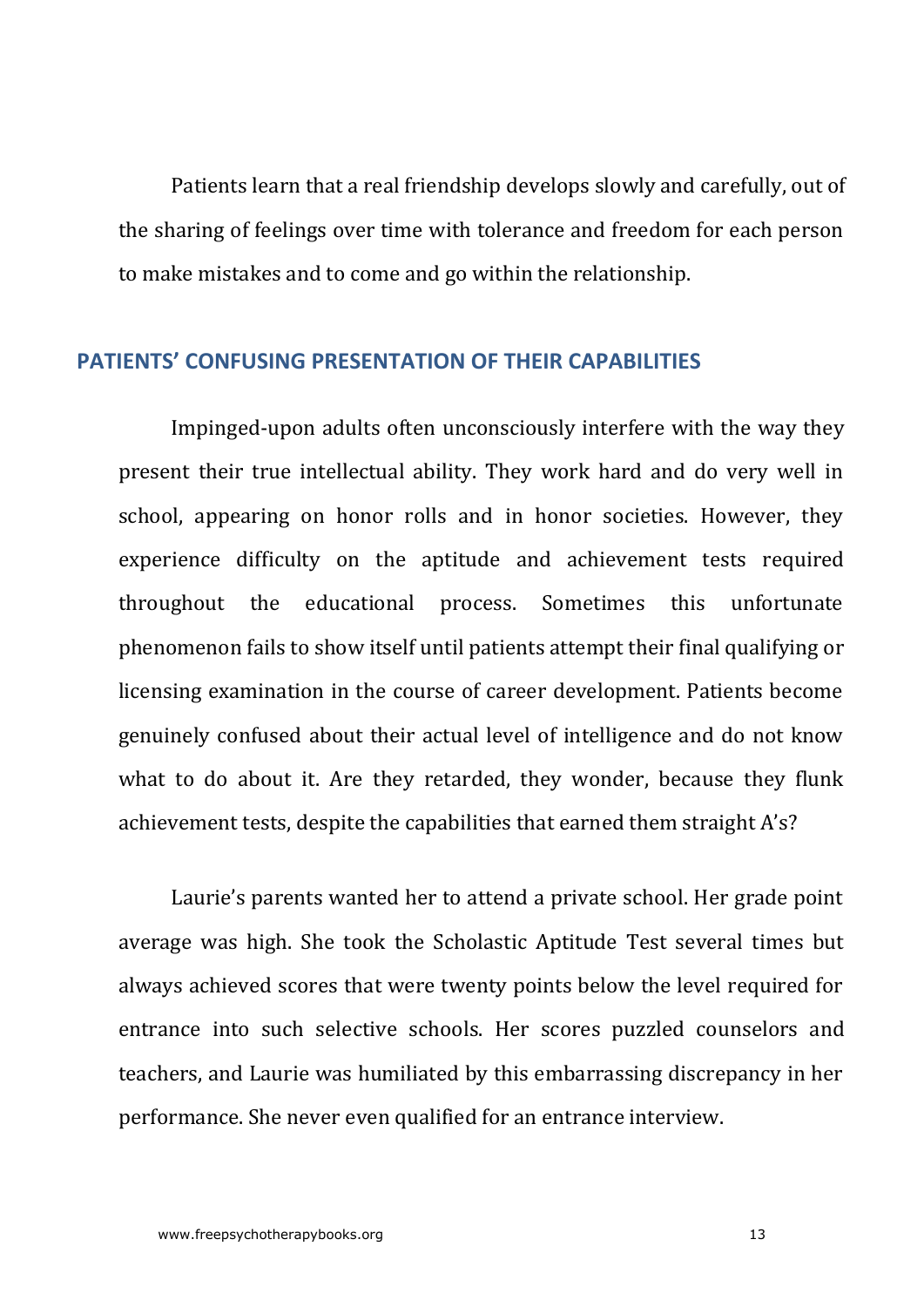Patients learn that a real friendship develops slowly and carefully, out of the sharing of feelings over time with tolerance and freedom for each person to make mistakes and to come and go within the relationship.

## PATIENTS' CONFUSING PRESENTATION OF THEIR CAPABILITIES

Impinged-upon adults often unconsciously interfere with the way they present their true intellectual ability. They work hard and do very well in school, appearing on honor rolls and in honor societies. However, they experience difficulty on the aptitude and achievement tests required throughout the educational process. Sometimes this unfortunate phenomenon fails to show itself until patients attempt their final qualifying or licensing examination in the course of career development. Patients become genuinely confused about their actual level of intelligence and do not know what to do about it. Are they retarded, they wonder, because they flunk achievement tests, despite the capabilities that earned them straight A's?

Laurie's parents wanted her to attend a private school. Her grade point average was high. She took the Scholastic Aptitude Test several times but always achieved scores that were twenty points below the level required for entrance into such selective schools. Her scores puzzled counselors and teachers, and Laurie was humiliated by this embarrassing discrepancy in her performance. She never even qualified for an entrance interview.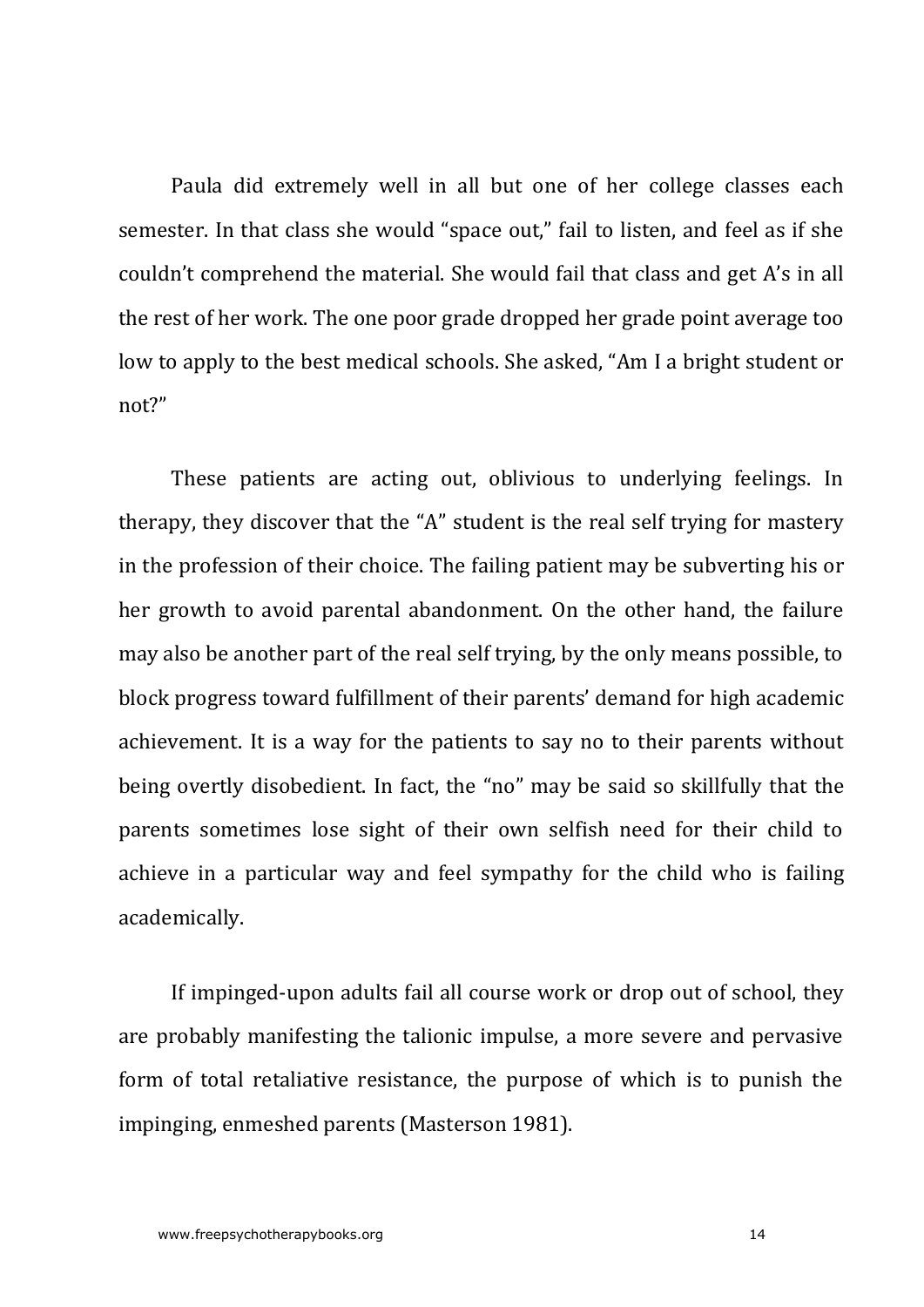Paula did extremely well in all but one of her college classes each semester. In that class she would "space out," fail to listen, and feel as if she couldn't comprehend the material. She would fail that class and get A's in all the rest of her work. The one poor grade dropped her grade point average too low to apply to the best medical schools. She asked, "Am I a bright student or not?"

These patients are acting out, oblivious to underlying feelings. In therapy, they discover that the "A" student is the real self trying for mastery in the profession of their choice. The failing patient may be subverting his or her growth to avoid parental abandonment. On the other hand, the failure may also be another part of the real self trying, by the only means possible, to block progress toward fulfillment of their parents' demand for high academic achievement. It is a way for the patients to say no to their parents without being overtly disobedient. In fact, the "no" may be said so skillfully that the parents sometimes lose sight of their own selfish need for their child to achieve in a particular way and feel sympathy for the child who is failing academically.

If impinged-upon adults fail all course work or drop out of school, they are probably manifesting the talionic impulse, a more severe and pervasive form of total retaliative resistance, the purpose of which is to punish the impinging, enmeshed parents (Masterson 1981).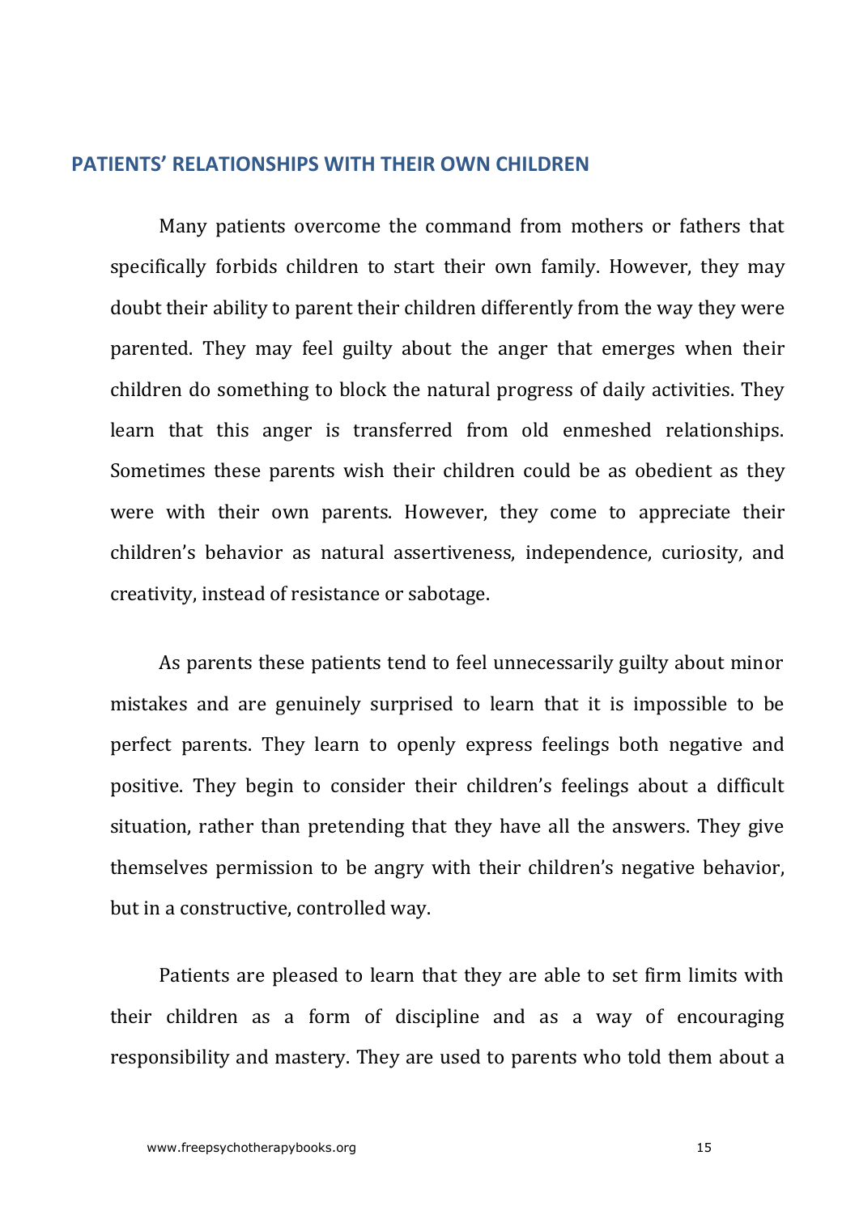## PATIENTS' RELATIONSHIPS WITH THEIR OWN CHILDREN

Many patients overcome the command from mothers or fathers that specifically forbids children to start their own family. However, they may doubt their ability to parent their children differently from the way they were parented. They may feel guilty about the anger that emerges when their children do something to block the natural progress of daily activities. They learn that this anger is transferred from old enmeshed relationships. Sometimes these parents wish their children could be as obedient as they were with their own parents. However, they come to appreciate their children's behavior as natural assertiveness, independence, curiosity, and creativity, instead of resistance or sabotage.

As parents these patients tend to feel unnecessarily guilty about minor mistakes and are genuinely surprised to learn that it is impossible to be perfect parents. They learn to openly express feelings both negative and positive. They begin to consider their children's feelings about a difficult situation, rather than pretending that they have all the answers. They give themselves permission to be angry with their children's negative behavior, but in a constructive, controlled way.

Patients are pleased to learn that they are able to set firm limits with their children as a form of discipline and as a way of encouraging responsibility and mastery. They are used to parents who told them about a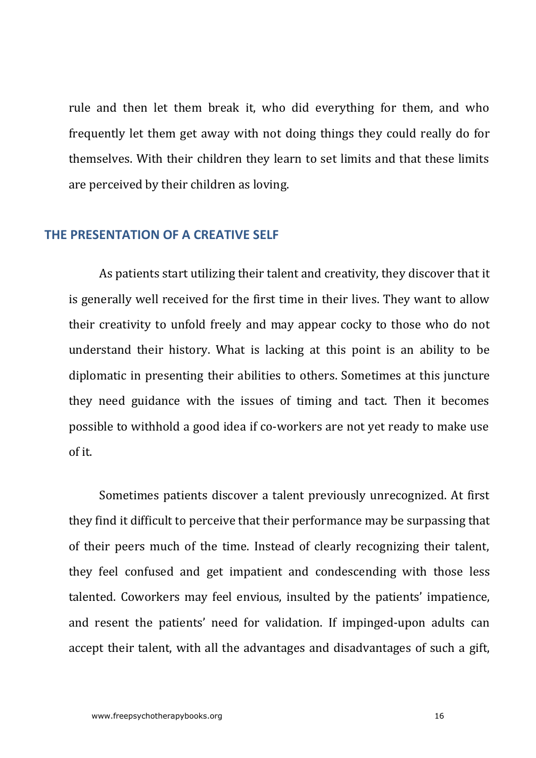rule and then let them break it, who did everything for them, and who frequently let them get away with not doing things they could really do for themselves. With their children they learn to set limits and that these limits are perceived by their children as loving.

## THE PRESENTATION OF A CREATIVE SELF

As patients start utilizing their talent and creativity, they discover that it is generally well received for the first time in their lives. They want to allow their creativity to unfold freely and may appear cocky to those who do not understand their history. What is lacking at this point is an ability to be diplomatic in presenting their abilities to others. Sometimes at this juncture they need guidance with the issues of timing and tact. Then it becomes possible to withhold a good idea if co-workers are not yet ready to make use of it.

Sometimes patients discover a talent previously unrecognized. At first they find it difficult to perceive that their performance may be surpassing that of their peers much of the time. Instead of clearly recognizing their talent, they feel confused and get impatient and condescending with those less talented. Coworkers may feel envious, insulted by the patients' impatience, and resent the patients' need for validation. If impinged-upon adults can accept their talent, with all the advantages and disadvantages of such a gift,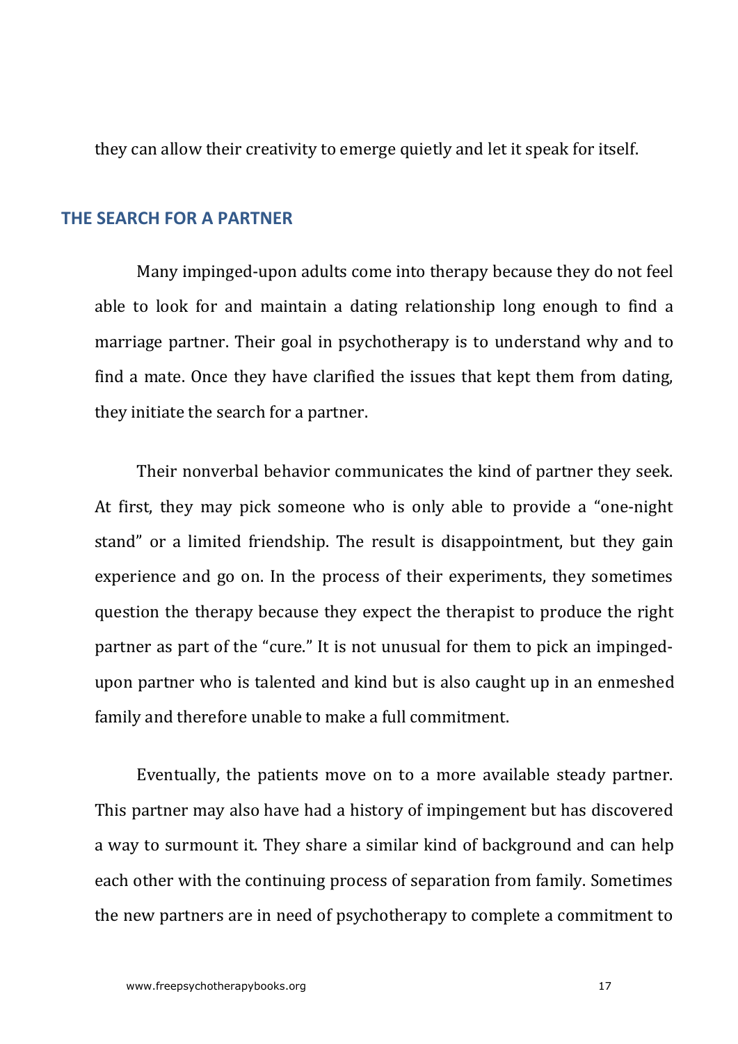they can allow their creativity to emerge quietly and let it speak for itself.

## THE SEARCH FOR A PARTNER

Many impinged-upon adults come into therapy because they do not feel able to look for and maintain a dating relationship long enough to find a marriage partner. Their goal in psychotherapy is to understand why and to find a mate. Once they have clarified the issues that kept them from dating, they initiate the search for a partner.

Their nonverbal behavior communicates the kind of partner they seek. At first, they may pick someone who is only able to provide a "one-night stand" or a limited friendship. The result is disappointment, but they gain experience and go on. In the process of their experiments, they sometimes question the therapy because they expect the therapist to produce the right partner as part of the "cure." It is not unusual for them to pick an impinged-upon partner who is talented and kind but is also caught up in an enmeshed family and therefore unable to make a full commitment.

Eventually, the patients move on to a more available steady partner. This partner may also have had a history of impingement but has discovered a way to surmount it. They share a similar kind of background and can help each other with the continuing process of separation from family. Sometimes the new partners are in need of psychotherapy to complete a commitment to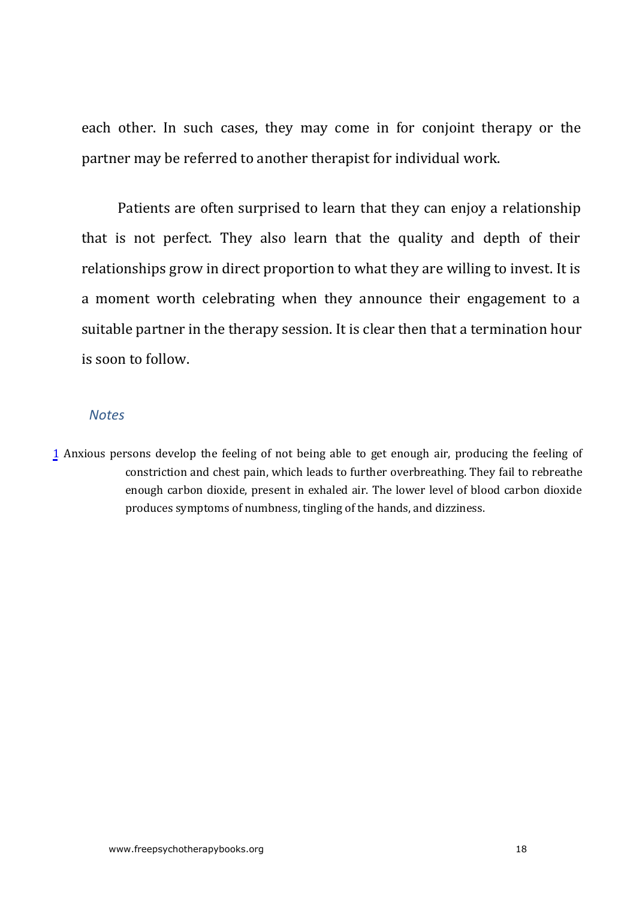each other. In such cases, they may come in for conjoint therapy or the partner may be referred to another therapist for individual work.

Patients are often surprised to learn that they can enjoy a relationship that is not perfect. They also learn that the quality and depth of their relationships grow in direct proportion to what they are willing to invest. It is a moment worth celebrating when they announce their engagement to a suitable partner in the therapy session. It is clear then that a termination hour is soon to follow.

### *Notes*

[1] Anxious persons develop the feeling of not being able to get enough air, producing the feeling of constriction and chest pain, which leads to further overbreathing. They fail to rebreathe enough carbon dioxide, present in exhaled air. The lower level of blood carbon dioxide produces symptoms of numbness, tingling of the hands, and dizziness.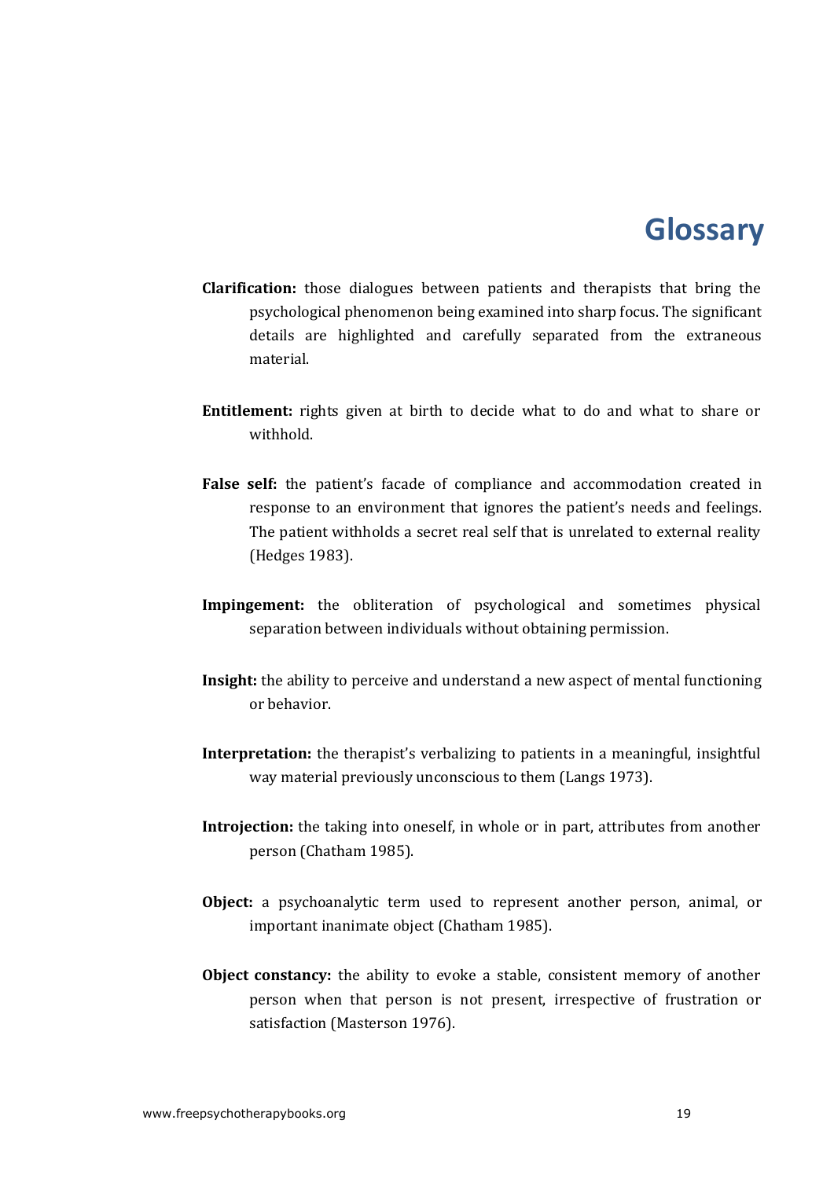# Glossary

**Clarification:** those dialogues between patients and therapists that bring the psychological phenomenon being examined into sharp focus. The significant details are highlighted and carefully separated from the extraneous material.

**Entitlement:** rights given at birth to decide what to do and what to share or withhold.

**False self:** the patient's facade of compliance and accommodation created in response to an environment that ignores the patient's needs and feelings. The patient withholds a secret real self that is unrelated to external reality (Hedges 1983).

**Impingement:** the obliteration of psychological and sometimes physical separation between individuals without obtaining permission.

**Insight:** the ability to perceive and understand a new aspect of mental functioning or behavior.

**Interpretation:** the therapist's verbalizing to patients in a meaningful, insightful way material previously unconscious to them (Langs 1973).

**Introjection:** the taking into oneself, in whole or in part, attributes from another person (Chatham 1985).

**Object:** a psychoanalytic term used to represent another person, animal, or important inanimate object (Chatham 1985).

**Object constancy:** the ability to evoke a stable, consistent memory of another person when that person is not present, irrespective of frustration or satisfaction (Masterson 1976).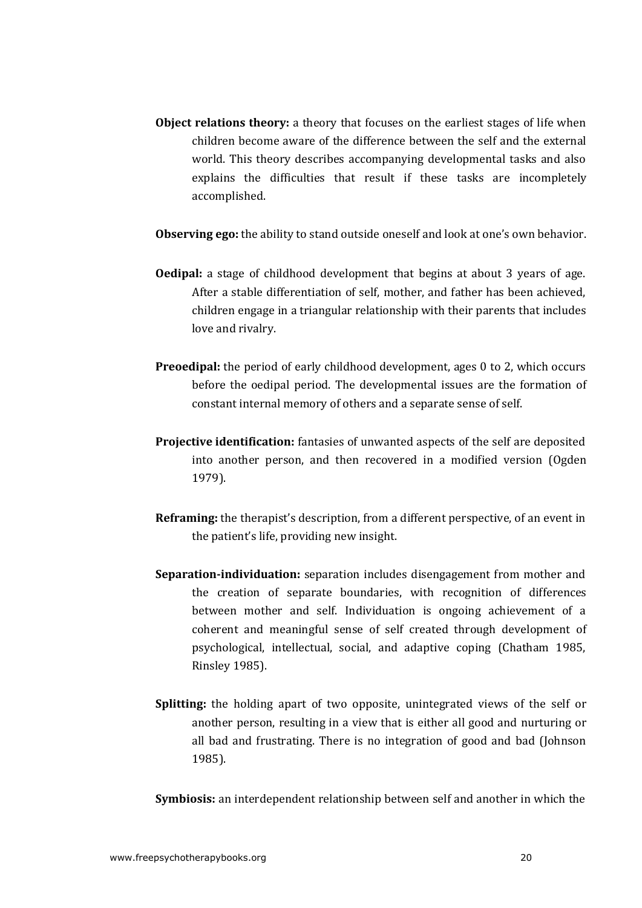**Object relations theory:** a theory that focuses on the earliest stages of life when children become aware of the difference between the self and the external world. This theory describes accompanying developmental tasks and also explains the difficulties that result if these tasks are incompletely accomplished.

**Observing ego:** the ability to stand outside oneself and look at one's own behavior.

**Oedipal:** a stage of childhood development that begins at about 3 years of age. After a stable differentiation of self, mother, and father has been achieved, children engage in a triangular relationship with their parents that includes love and rivalry.

**Preoedipal:** the period of early childhood development, ages 0 to 2, which occurs before the oedipal period. The developmental issues are the formation of constant internal memory of others and a separate sense of self.

**Projective identification:** fantasies of unwanted aspects of the self are deposited into another person, and then recovered in a modified version (Ogden 1979).

**Reframing:** the therapist's description, from a different perspective, of an event in the patient's life, providing new insight.

**Separation-individuation:** separation includes disengagement from mother and the creation of separate boundaries, with recognition of differences between mother and self. Individuation is ongoing achievement of a coherent and meaningful sense of self created through development of psychological, intellectual, social, and adaptive coping (Chatham 1985, Rinsley 1985).

**Splitting:** the holding apart of two opposite, unintegrated views of the self or another person, resulting in a view that is either all good and nurturing or all bad and frustrating. There is no integration of good and bad (Johnson 1985).

**Symbiosis:** an interdependent relationship between self and another in which the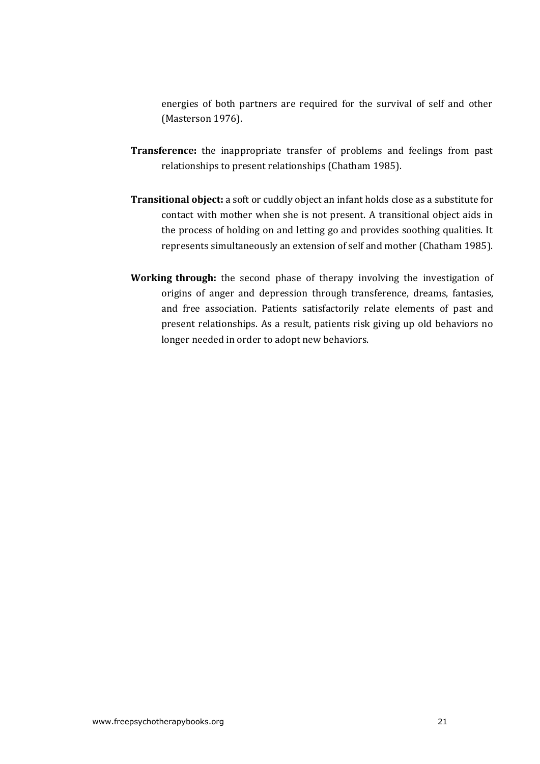energies of both partners are required for the survival of self and other (Masterson 1976).

**Transference:** the inappropriate transfer of problems and feelings from past relationships to present relationships (Chatham 1985).

**Transitional object:** a soft or cuddly object an infant holds close as a substitute for contact with mother when she is not present. A transitional object aids in the process of holding on and letting go and provides soothing qualities. It represents simultaneously an extension of self and mother (Chatham 1985).

**Working through:** the second phase of therapy involving the investigation of origins of anger and depression through transference, dreams, fantasies, and free association. Patients satisfactorily relate elements of past and present relationships. As a result, patients risk giving up old behaviors no longer needed in order to adopt new behaviors.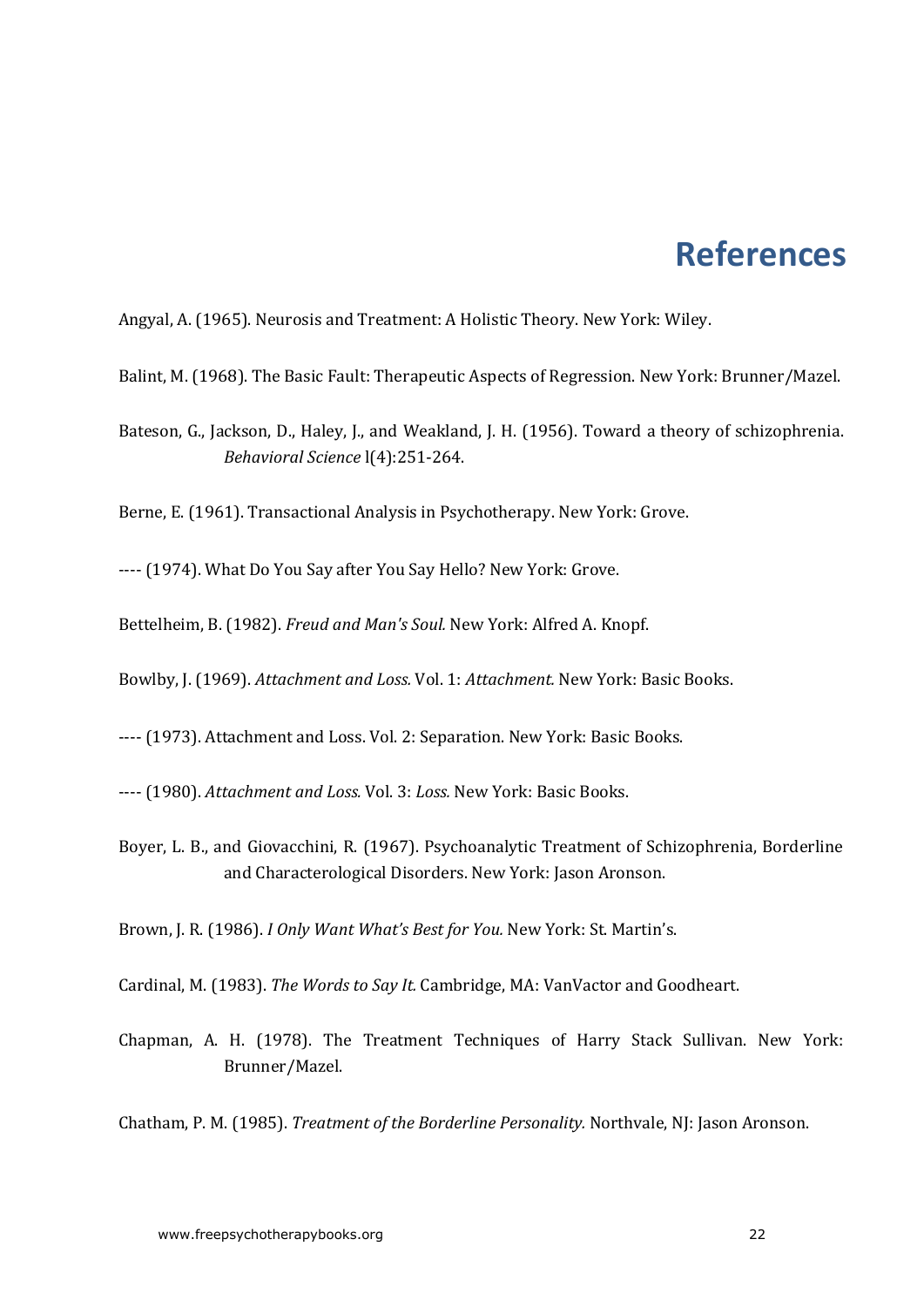# References

Angyal, A. (1965). Neurosis and Treatment: A Holistic Theory. New York: Wiley.

Balint, M. (1968). The Basic Fault: Therapeutic Aspects of Regression. New York: Brunner/Mazel.

Bateson, G., Jackson, D., Haley, J., and Weakland, J. H. (1956). Toward a theory of schizophrenia. *Behavioral Science* l(4):251-264.

Berne, E. (1961). Transactional Analysis in Psychotherapy. New York: Grove.

---- (1974). What Do You Say after You Say Hello? New York: Grove.

Bettelheim, B. (1982). *Freud and Man's Soul.* New York: Alfred A. Knopf.

Bowlby, J. (1969). *Attachment and Loss.* Vol. 1: *Attachment.* New York: Basic Books.

---- (1973). Attachment and Loss. Vol. 2: Separation. New York: Basic Books.

---- (1980). *Attachment and Loss.* Vol. 3: *Loss.* New York: Basic Books.

Boyer, L. B., and Giovacchini, R. (1967). Psychoanalytic Treatment of Schizophrenia, Borderline and Characterological Disorders. New York: Jason Aronson.

Brown, J. R. (1986). *I Only Want What's Best for You.* New York: St. Martin's.

Cardinal, M. (1983). *The Words to Say It.* Cambridge, MA: VanVactor and Goodheart.

Chapman, A. H. (1978). The Treatment Techniques of Harry Stack Sullivan. New York: Brunner/Mazel.

Chatham, P. M. (1985). *Treatment of the Borderline Personality.* Northvale, NJ: Jason Aronson.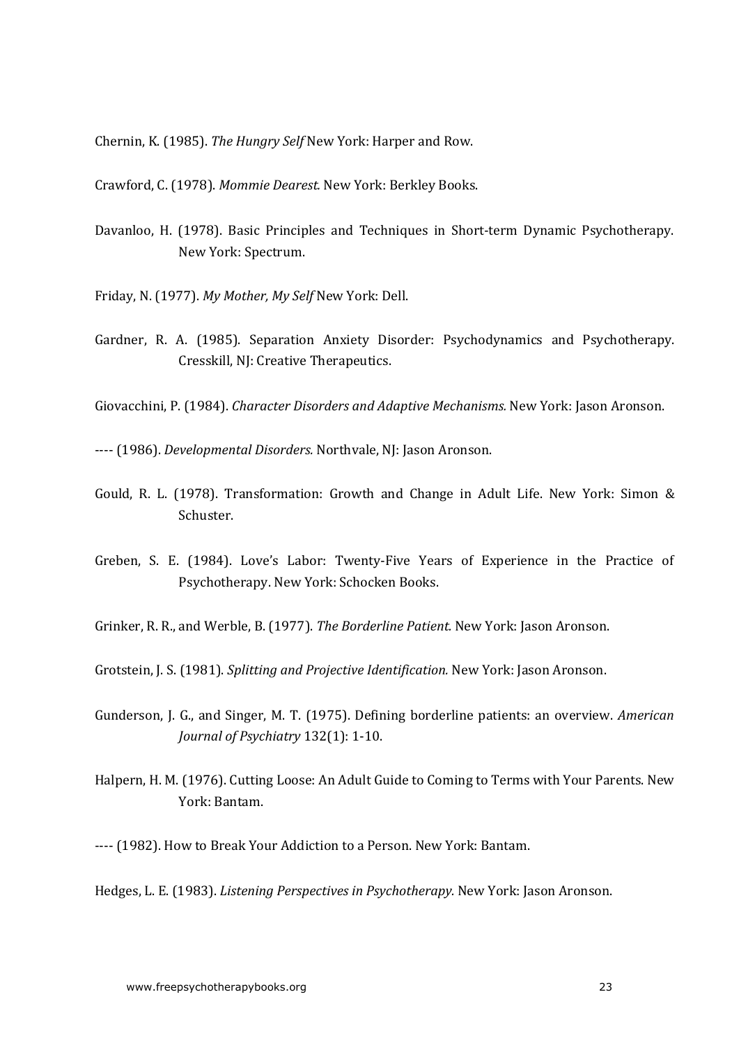Chernin, K. (1985). *The Hungry Self* New York: Harper and Row.

Crawford, C. (1978). *Mommie Dearest.* New York: Berkley Books.

Davanloo, H. (1978). Basic Principles and Techniques in Short-term Dynamic Psychotherapy. New York: Spectrum.

Friday, N. (1977). *My Mother, My Self* New York: Dell.

Gardner, R. A. (1985). Separation Anxiety Disorder: Psychodynamics and Psychotherapy. Cresskill, NJ: Creative Therapeutics.

Giovacchini, P. (1984). *Character Disorders and Adaptive Mechanisms.* New York: Jason Aronson.

---- (1986). *Developmental Disorders.* Northvale, NJ: Jason Aronson.

Gould, R. L. (1978). Transformation: Growth and Change in Adult Life. New York: Simon & Schuster.

Greben, S. E. (1984). Love's Labor: Twenty-Five Years of Experience in the Practice of Psychotherapy. New York: Schocken Books.

Grinker, R. R., and Werble, B. (1977). *The Borderline Patient.* New York: Jason Aronson.

Grotstein, J. S. (1981). *Splitting and Projective Identification.* New York: Jason Aronson.

Gunderson, J. G., and Singer, M. T. (1975). Defining borderline patients: an overview. *American Journal of Psychiatry* 132(1): 1-10.

Halpern, H. M. (1976). Cutting Loose: An Adult Guide to Coming to Terms with Your Parents. New York: Bantam.

---- (1982). How to Break Your Addiction to a Person. New York: Bantam.

Hedges, L. E. (1983). *Listening Perspectives in Psychotherapy.* New York: Jason Aronson.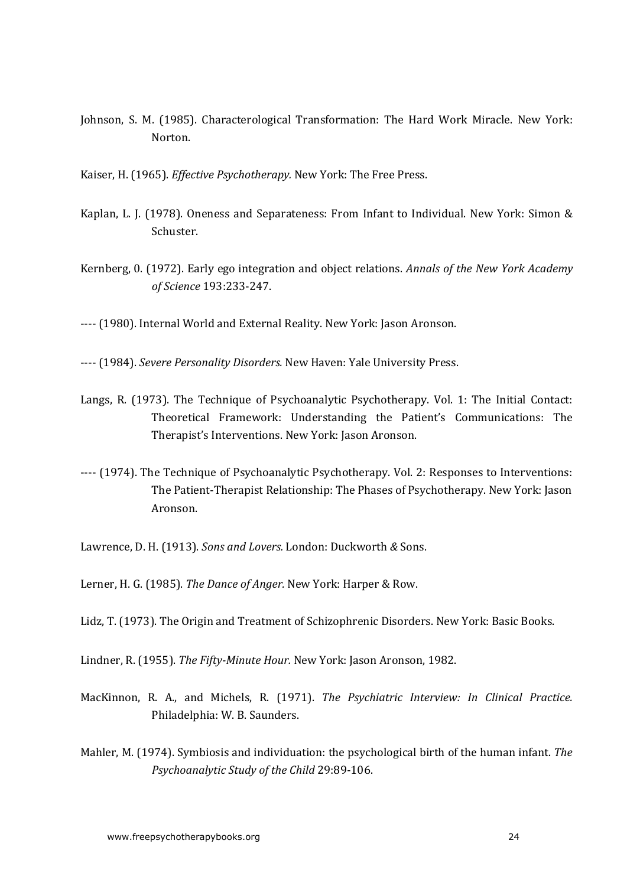Johnson, S. M. (1985). Characterological Transformation: The Hard Work Miracle. New York: Norton.

Kaiser, H. (1965). *Effective Psychotherapy.* New York: The Free Press.

Kaplan, L. J. (1978). Oneness and Separateness: From Infant to Individual. New York: Simon & Schuster.

Kernberg, 0. (1972). Early ego integration and object relations. *Annals of the New York Academy of Science* 193:233-247.

---- (1980). Internal World and External Reality. New York: Jason Aronson.

---- (1984). *Severe Personality Disorders.* New Haven: Yale University Press.

Langs, R. (1973). The Technique of Psychoanalytic Psychotherapy. Vol. 1: The Initial Contact: Theoretical Framework: Understanding the Patient's Communications: The Therapist's Interventions. New York: Jason Aronson.

---- (1974). The Technique of Psychoanalytic Psychotherapy. Vol. 2: Responses to Interventions: The Patient-Therapist Relationship: The Phases of Psychotherapy. New York: Jason Aronson.

Lawrence, D. H. (1913). *Sons and Lovers.* London: Duckworth *&* Sons.

Lerner, H. G. (1985). *The Dance of Anger.* New York: Harper & Row.

Lidz, T. (1973). The Origin and Treatment of Schizophrenic Disorders. New York: Basic Books.

Lindner, R. (1955). *The Fifty-Minute Hour.* New York: Jason Aronson, 1982.

MacKinnon, R. A., and Michels, R. (1971). *The Psychiatric Interview: In Clinical Practice.* Philadelphia: W. B. Saunders.

Mahler, M. (1974). Symbiosis and individuation: the psychological birth of the human infant. *The Psychoanalytic Study of the Child* 29:89-106.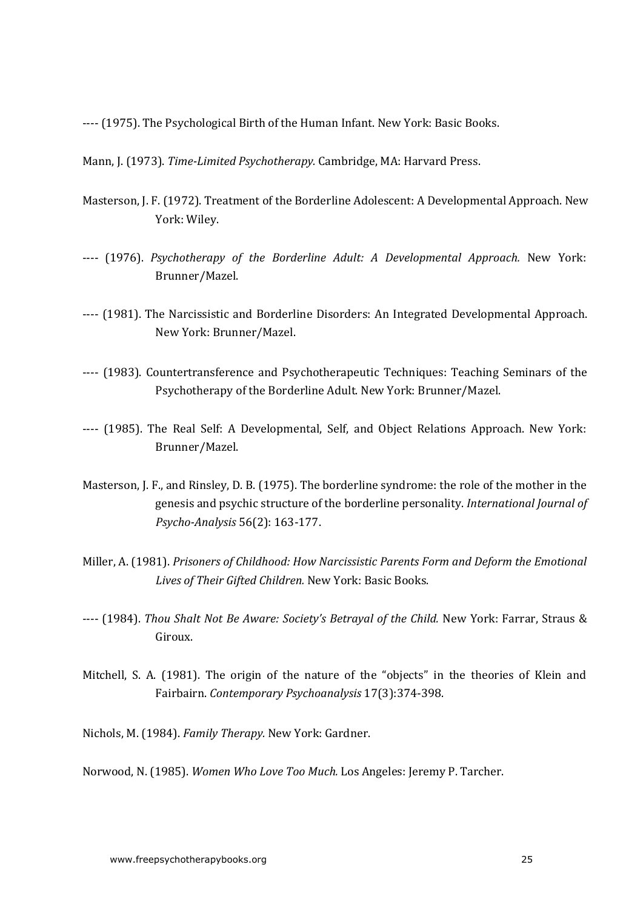---- (1975). The Psychological Birth of the Human Infant. New York: Basic Books.

Mann, J. (1973). *Time-Limited Psychotherapy.* Cambridge, MA: Harvard Press.

Masterson, J. F. (1972). Treatment of the Borderline Adolescent: A Developmental Approach. New York: Wiley.

---- (1976). *Psychotherapy of the Borderline Adult: A Developmental Approach.* New York: Brunner/Mazel.

---- (1981). The Narcissistic and Borderline Disorders: An Integrated Developmental Approach. New York: Brunner/Mazel.

---- (1983). Countertransference and Psychotherapeutic Techniques: Teaching Seminars of the Psychotherapy of the Borderline Adult. New York: Brunner/Mazel.

---- (1985). The Real Self: A Developmental, Self, and Object Relations Approach. New York: Brunner/Mazel.

Masterson, J. F., and Rinsley, D. B. (1975). The borderline syndrome: the role of the mother in the genesis and psychic structure of the borderline personality. *International Journal of Psycho-Analysis* 56(2): 163-177.

Miller, A. (1981). *Prisoners of Childhood: How Narcissistic Parents Form and Deform the Emotional Lives of Their Gifted Children.* New York: Basic Books.

---- (1984). *Thou Shalt Not Be Aware: Society's Betrayal of the Child.* New York: Farrar, Straus & Giroux.

Mitchell, S. A. (1981). The origin of the nature of the "objects" in the theories of Klein and Fairbairn. *Contemporary Psychoanalysis* 17(3):374-398.

Nichols, M. (1984). *Family Therapy.* New York: Gardner.

Norwood, N. (1985). *Women Who Love Too Much.* Los Angeles: Jeremy P. Tarcher.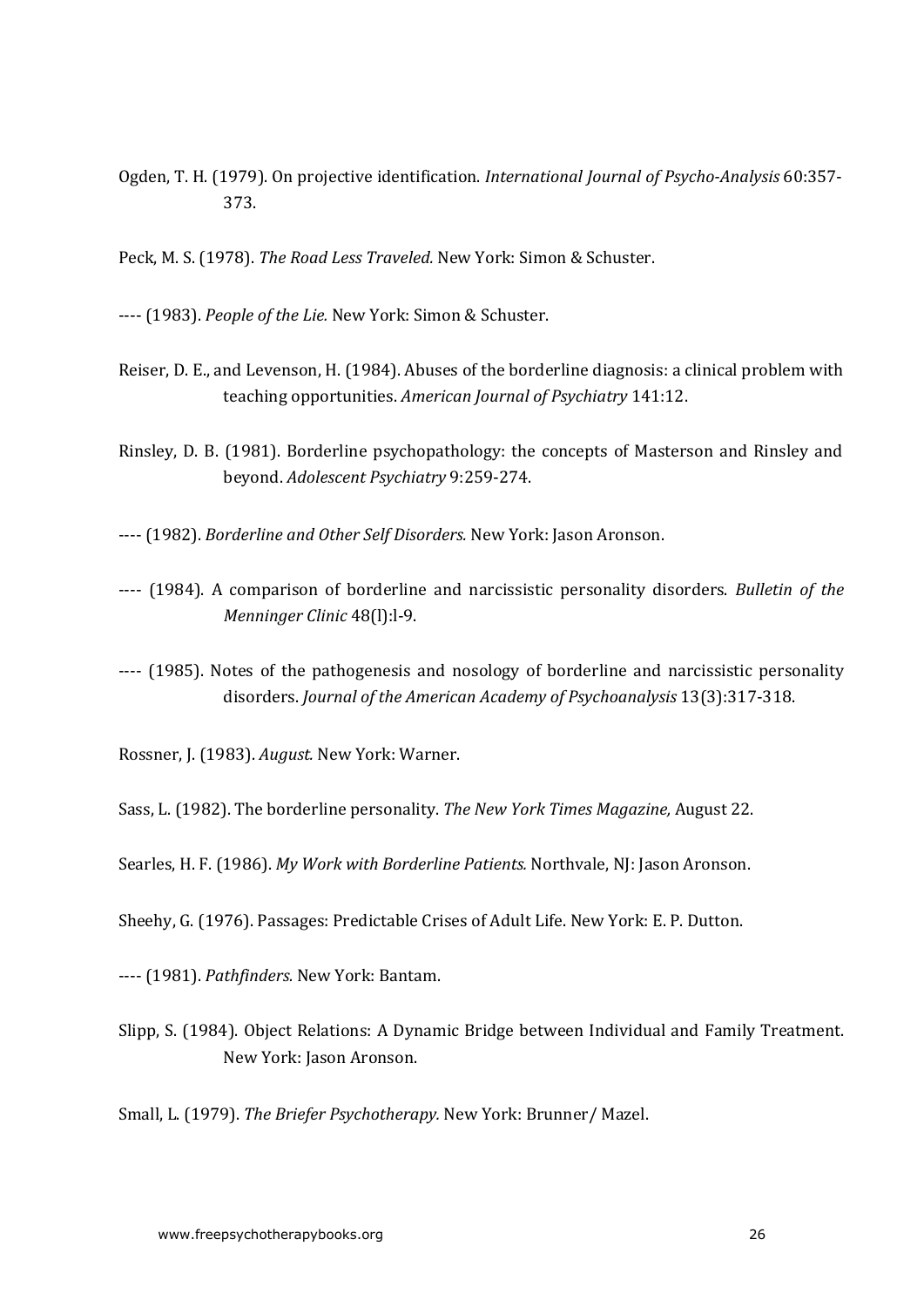Ogden, T. H. (1979). On projective identification. *International Journal of Psycho-Analysis* 60:357-373.

Peck, M. S. (1978). *The Road Less Traveled.* New York: Simon & Schuster.

---- (1983). *People of the Lie.* New York: Simon & Schuster.

Reiser, D. E., and Levenson, H. (1984). Abuses of the borderline diagnosis: a clinical problem with teaching opportunities. *American Journal of Psychiatry* 141:12.

Rinsley, D. B. (1981). Borderline psychopathology: the concepts of Masterson and Rinsley and beyond. *Adolescent Psychiatry* 9:259-274.

---- (1982). *Borderline and Other Self Disorders.* New York: Jason Aronson.

---- (1984). A comparison of borderline and narcissistic personality disorders. *Bulletin of the Menninger Clinic* 48(l):l-9.

---- (1985). Notes of the pathogenesis and nosology of borderline and narcissistic personality disorders. *Journal of the American Academy of Psychoanalysis* 13(3):317-318.

Rossner, J. (1983). *August.* New York: Warner.

Sass, L. (1982). The borderline personality. *The New York Times Magazine,* August 22.

Searles, H. F. (1986). *My Work with Borderline Patients.* Northvale, NJ: Jason Aronson.

Sheehy, G. (1976). Passages: Predictable Crises of Adult Life. New York: E. P. Dutton.

---- (1981). *Pathfinders.* New York: Bantam.

Slipp, S. (1984). Object Relations: A Dynamic Bridge between Individual and Family Treatment. New York: Jason Aronson.

Small, L. (1979). *The Briefer Psychotherapy.* New York: Brunner/ Mazel.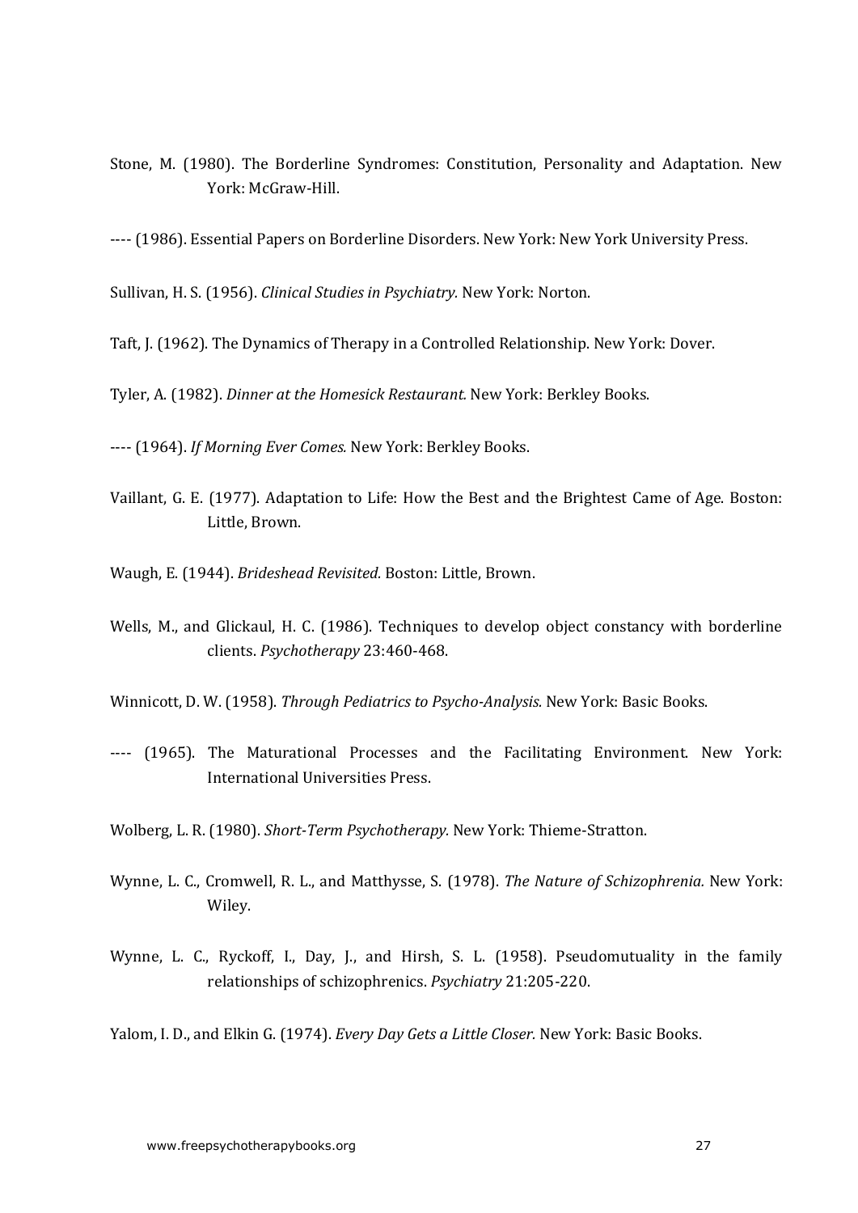Stone, M. (1980). The Borderline Syndromes: Constitution, Personality and Adaptation. New York: McGraw-Hill.

---- (1986). Essential Papers on Borderline Disorders. New York: New York University Press.

Sullivan, H. S. (1956). *Clinical Studies in Psychiatry.* New York: Norton.

Taft, J. (1962). The Dynamics of Therapy in a Controlled Relationship. New York: Dover.

Tyler, A. (1982). *Dinner at the Homesick Restaurant.* New York: Berkley Books.

---- (1964). *If Morning Ever Comes.* New York: Berkley Books.

Vaillant, G. E. (1977). Adaptation to Life: How the Best and the Brightest Came of Age. Boston: Little, Brown.

Waugh, E. (1944). *Brideshead Revisited.* Boston: Little, Brown.

Wells, M., and Glickaul, H. C. (1986). Techniques to develop object constancy with borderline clients. *Psychotherapy* 23:460-468.

Winnicott, D. W. (1958). *Through Pediatrics to Psycho-Analysis.* New York: Basic Books.

---- (1965). The Maturational Processes and the Facilitating Environment. New York: International Universities Press.

Wolberg, L. R. (1980). *Short-Term Psychotherapy.* New York: Thieme-Stratton.

Wynne, L. C., Cromwell, R. L., and Matthysse, S. (1978). *The Nature of Schizophrenia.* New York: Wiley.

Wynne, L. C., Ryckoff, I., Day, J., and Hirsh, S. L. (1958). Pseudomutuality in the family relationships of schizophrenics. *Psychiatry* 21:205-220.

Yalom, I. D., and Elkin G. (1974). *Every Day Gets a Little Closer.* New York: Basic Books.